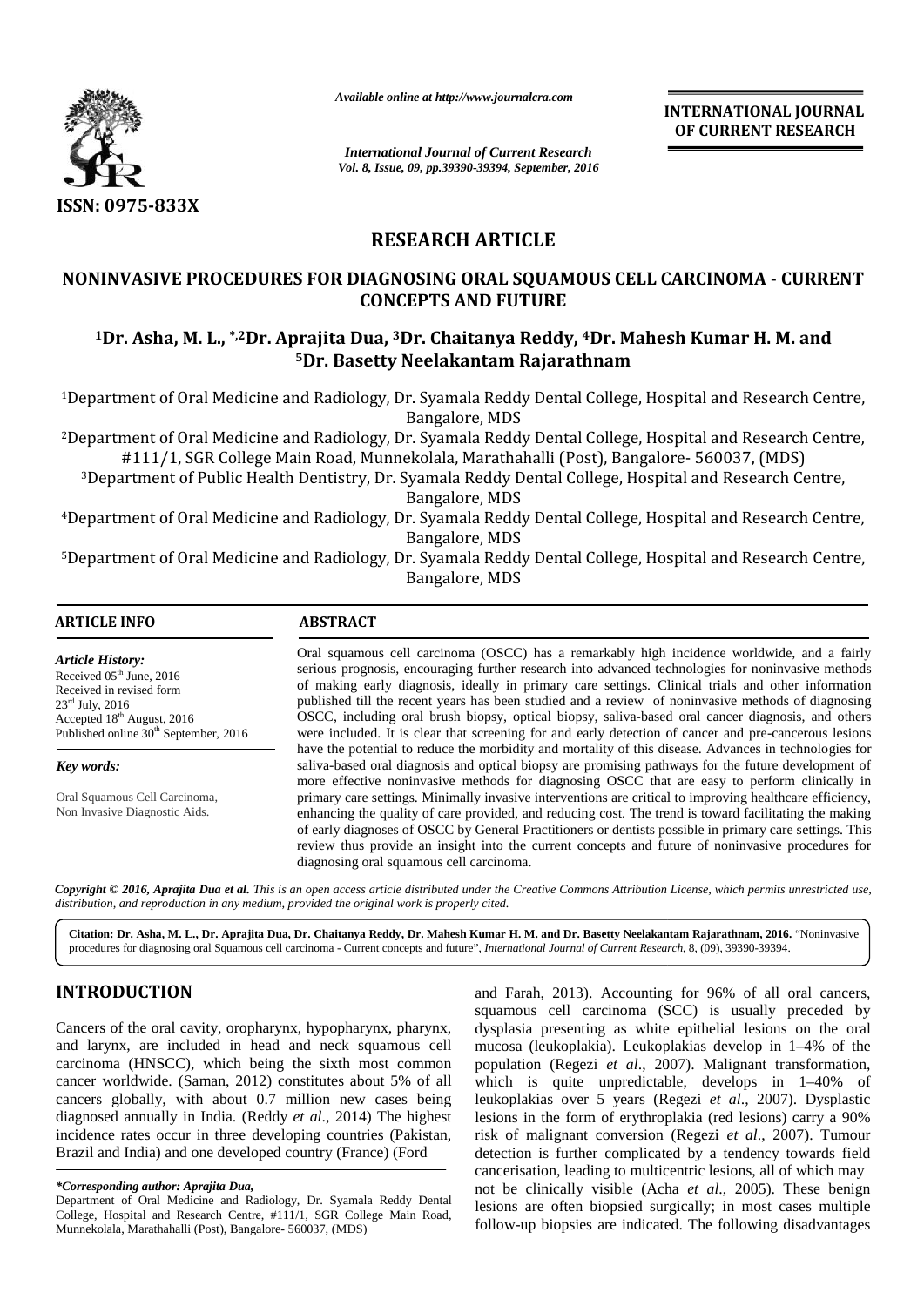ISSN: 0975-833X

*Available online at http://www.journalcra.com*

*International Journal of Current Research*
*Vol. 8, Issue, 09, pp.39390-39394, September, 2016*

**INTERNATIONAL JOURNAL OF CURRENT RESEARCH**

## RESEARCH ARTICLE

# NONINVASIVE PROCEDURES FOR DIAGNOSING ORAL SQUAMOUS CELL CARCINOMA - CURRENT CONCEPTS AND FUTURE

**[1]Dr. Asha, M. L., [*,2]Dr. Aprajita Dua, [3]Dr. Chaitanya Reddy, [4]Dr. Mahesh Kumar H. M. and [5]Dr. Basetty Neelakantam Rajarathnam**

[1]Department of Oral Medicine and Radiology, Dr. Syamala Reddy Dental College, Hospital and Research Centre, Bangalore, MDS

[2]Department of Oral Medicine and Radiology, Dr. Syamala Reddy Dental College, Hospital and Research Centre, #111/1, SGR College Main Road, Munnekolala, Marathahalli (Post), Bangalore- 560037, (MDS)

[3]Department of Public Health Dentistry, Dr. Syamala Reddy Dental College, Hospital and Research Centre, Bangalore, MDS

[4]Department of Oral Medicine and Radiology, Dr. Syamala Reddy Dental College, Hospital and Research Centre, Bangalore, MDS

[5]Department of Oral Medicine and Radiology, Dr. Syamala Reddy Dental College, Hospital and Research Centre, Bangalore, MDS

### ARTICLE INFO

*Article History:*
Received 05th June, 2016
Received in revised form 23rd July, 2016
Accepted 18th August, 2016
Published online 30th September, 2016

*Key words:*

Oral Squamous Cell Carcinoma, Non Invasive Diagnostic Aids.

### ABSTRACT

Oral squamous cell carcinoma (OSCC) has a remarkably high incidence worldwide, and a fairly serious prognosis, encouraging further research into advanced technologies for noninvasive methods of making early diagnosis, ideally in primary care settings. Clinical trials and other information published till the recent years has been studied and a review of noninvasive methods of diagnosing OSCC, including oral brush biopsy, optical biopsy, saliva-based oral cancer diagnosis, and others were included. It is clear that screening for and early detection of cancer and pre-cancerous lesions have the potential to reduce the morbidity and mortality of this disease. Advances in technologies for saliva-based oral diagnosis and optical biopsy are promising pathways for the future development of more effective noninvasive methods for diagnosing OSCC that are easy to perform clinically in primary care settings. Minimally invasive interventions are critical to improving healthcare efficiency, enhancing the quality of care provided, and reducing cost. The trend is toward facilitating the making of early diagnoses of OSCC by General Practitioners or dentists possible in primary care settings. This review thus provide an insight into the current concepts and future of noninvasive procedures for diagnosing oral squamous cell carcinoma.

*Copyright © 2016, Aprajita Dua et al. This is an open access article distributed under the Creative Commons Attribution License, which permits unrestricted use, distribution, and reproduction in any medium, provided the original work is properly cited.*

**Citation: Dr. Asha, M. L., Dr. Aprajita Dua, Dr. Chaitanya Reddy, Dr. Mahesh Kumar H. M. and Dr. Basetty Neelakantam Rajarathnam, 2016.** "Noninvasive procedures for diagnosing oral Squamous cell carcinoma - Current concepts and future", *International Journal of Current Research*, 8, (09), 39390-39394.

## INTRODUCTION

Cancers of the oral cavity, oropharynx, hypopharynx, pharynx, and larynx, are included in head and neck squamous cell carcinoma (HNSCC), which being the sixth most common cancer worldwide. (Saman, 2012) constitutes about 5% of all cancers globally, with about 0.7 million new cases being diagnosed annually in India. (Reddy *et al*., 2014) The highest incidence rates occur in three developing countries (Pakistan, Brazil and India) and one developed country (France) (Ford and Farah, 2013). Accounting for 96% of all oral cancers, squamous cell carcinoma (SCC) is usually preceded by dysplasia presenting as white epithelial lesions on the oral mucosa (leukoplakia). Leukoplakias develop in 1–4% of the population (Regezi *et al*., 2007). Malignant transformation, which is quite unpredictable, develops in 1–40% of leukoplakias over 5 years (Regezi *et al*., 2007). Dysplastic lesions in the form of erythroplakia (red lesions) carry a 90% risk of malignant conversion (Regezi *et al*., 2007). Tumour detection is further complicated by a tendency towards field cancerisation, leading to multicentric lesions, all of which may not be clinically visible (Acha *et al*., 2005). These benign lesions are often biopsied surgically; in most cases multiple follow-up biopsies are indicated. The following disadvantages

*\*Corresponding author: Aprajita Dua,*
Department of Oral Medicine and Radiology, Dr. Syamala Reddy Dental College, Hospital and Research Centre, #111/1, SGR College Main Road, Munnekolala, Marathahalli (Post), Bangalore- 560037, (MDS)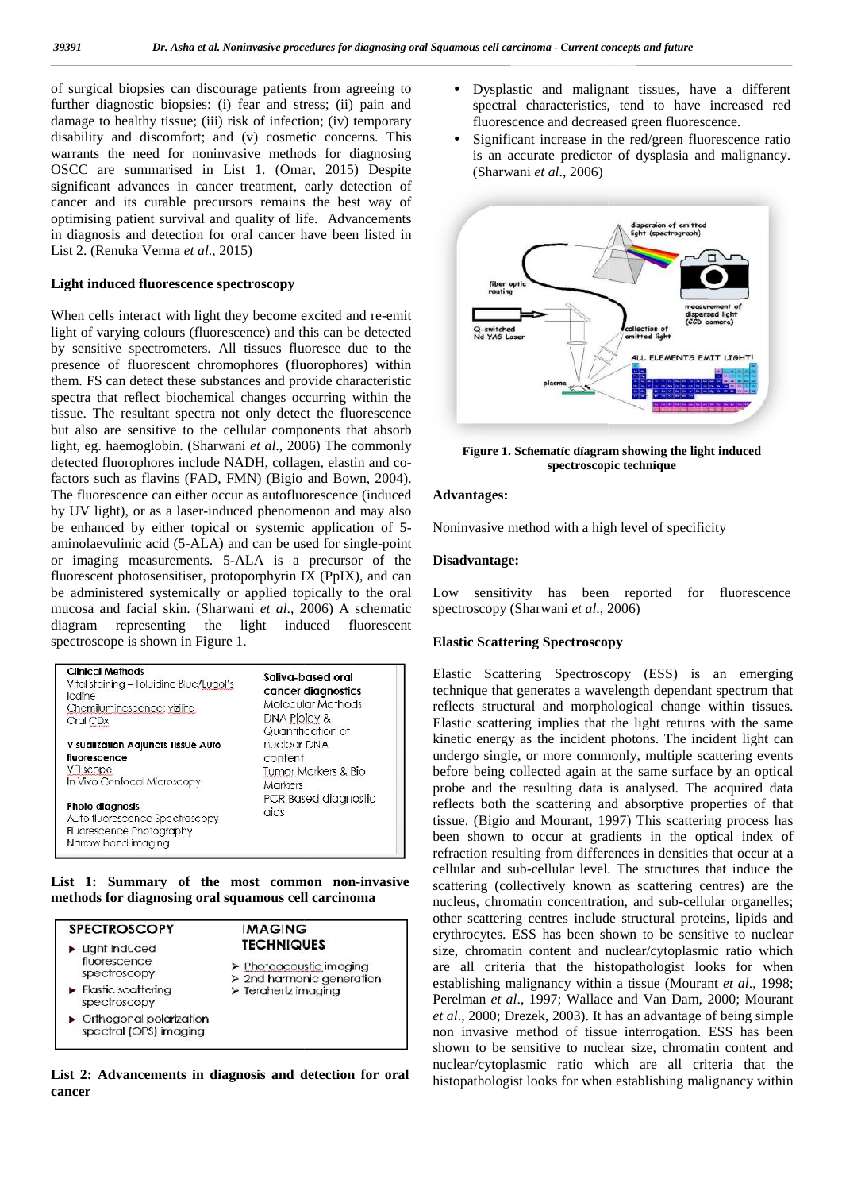of surgical biopsies can discourage patients from agreeing to further diagnostic biopsies: (i) fear and stress; (ii) pain and damage to healthy tissue; (iii) risk of infection; (iv) temporary disability and discomfort; and (v) cosmetic concerns. This warrants the need for noninvasive methods for diagnosing OSCC are summarised in List 1. (Omar, 2015) Despite significant advances in cancer treatment, early detection of cancer and its curable precursors remains the best way of optimising patient survival and quality of life. Advancements in diagnosis and detection for oral cancer have been listed in List 2. (Renuka Verma *et al.*, 2015)

### Light induced fluorescence spectroscopy

When cells interact with light they become excited and re-emit light of varying colours (fluorescence) and this can be detected by sensitive spectrometers. All tissues fluoresce due to the presence of fluorescent chromophores (fluorophores) within them. FS can detect these substances and provide characteristic spectra that reflect biochemical changes occurring within the tissue. The resultant spectra not only detect the fluorescence but also are sensitive to the cellular components that absorb light, eg. haemoglobin. (Sharwani *et al.*, 2006) The commonly detected fluorophores include NADH, collagen, elastin and co-factors such as flavins (FAD, FMN) (Bigio and Bown, 2004). The fluorescence can either occur as autofluorescence (induced by UV light), or as a laser-induced phenomenon and may also be enhanced by either topical or systemic application of 5-aminolaevulinic acid (5-ALA) and can be used for single-point or imaging measurements. 5-ALA is a precursor of the fluorescent photosensitiser, protoporphyrin IX (PpIX), and can be administered systemically or applied topically to the oral mucosa and facial skin. (Sharwani *et al.*, 2006) A schematic diagram representing the light induced fluorescent spectroscope is shown in Figure 1.

| Clinical Methods | Saliva-based oral cancer diagnostics |
|---|---|
| Vital staining – Toluidine Blue/Lugol's Iodine | Molecular Methods |
| Chemiluminescence: ViziLite | DNA Ploidy & Quantification of nuclear DNA content |
| Oral CDx | Tumor Markers & Bio Markers |
| **Visualization Adjuncts Tissue Auto fluorescence** | PCR Based diagnostic aids |
| VELscope | |
| In Vivo Confocal Microscopy | |
| **Photo diagnosis** | |
| Auto fluorescence Spectroscopy | |
| Fluorescence Photography | |
| Narrow band imaging | |

**List 1: Summary of the most common non-invasive methods for diagnosing oral squamous cell carcinoma**

| SPECTROSCOPY | IMAGING TECHNIQUES |
|---|---|
| Light-induced fluorescence spectroscopy | Photoacoustic imaging |
| Elastic scattering spectroscopy | 2nd harmonic generation |
| Orthogonal polarization spectral (OPS) imaging | Teraherlz imaging |

**List 2: Advancements in diagnosis and detection for oral cancer**

- Dysplastic and malignant tissues, have a different spectral characteristics, tend to have increased red fluorescence and decreased green fluorescence.
- Significant increase in the red/green fluorescence ratio is an accurate predictor of dysplasia and malignancy. (Sharwani *et al.*, 2006)

**Figure 1. Schematic diagram showing the light induced spectroscopic technique**

### Advantages:

Noninvasive method with a high level of specificity

### Disadvantage:

Low sensitivity has been reported for fluorescence spectroscopy (Sharwani *et al.*, 2006)

### Elastic Scattering Spectroscopy

Elastic Scattering Spectroscopy (ESS) is an emerging technique that generates a wavelength dependant spectrum that reflects structural and morphological change within tissues. Elastic scattering implies that the light returns with the same kinetic energy as the incident photons. The incident light can undergo single, or more commonly, multiple scattering events before being collected again at the same surface by an optical probe and the resulting data is analysed. The acquired data reflects both the scattering and absorptive properties of that tissue. (Bigio and Mourant, 1997) This scattering process has been shown to occur at gradients in the optical index of refraction resulting from differences in densities that occur at a cellular and sub-cellular level. The structures that induce the scattering (collectively known as scattering centres) are the nucleus, chromatin concentration, and sub-cellular organelles; other scattering centres include structural proteins, lipids and erythrocytes. ESS has been shown to be sensitive to nuclear size, chromatin content and nuclear/cytoplasmic ratio which are all criteria that the histopathologist looks for when establishing malignancy within a tissue (Mourant *et al.*, 1998; Perelman *et al.*, 1997; Wallace and Van Dam, 2000; Mourant *et al.*, 2000; Drezek, 2003). It has an advantage of being simple non invasive method of tissue interrogation. ESS has been shown to be sensitive to nuclear size, chromatin content and nuclear/cytoplasmic ratio which are all criteria that the histopathologist looks for when establishing malignancy within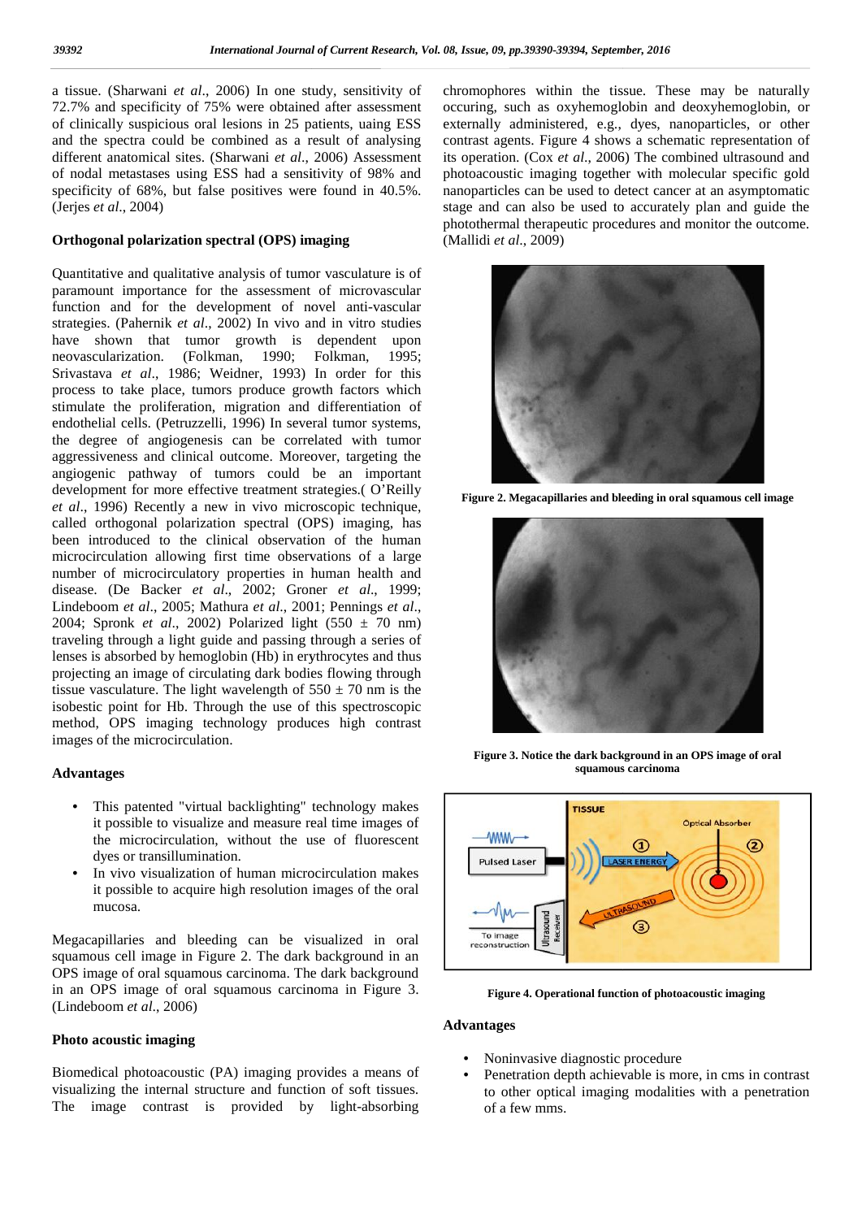a tissue. (Sharwani *et al*., 2006) In one study, sensitivity of 72.7% and specificity of 75% were obtained after assessment of clinically suspicious oral lesions in 25 patients, uaing ESS and the spectra could be combined as a result of analysing different anatomical sites. (Sharwani *et al*., 2006) Assessment of nodal metastases using ESS had a sensitivity of 98% and specificity of 68%, but false positives were found in 40.5%. (Jerjes *et al*., 2004)

### Orthogonal polarization spectral (OPS) imaging

Quantitative and qualitative analysis of tumor vasculature is of paramount importance for the assessment of microvascular function and for the development of novel anti-vascular strategies. (Pahernik *et al*., 2002) In vivo and in vitro studies have shown that tumor growth is dependent upon neovascularization. (Folkman, 1990; Folkman, 1995; Srivastava *et al*., 1986; Weidner, 1993) In order for this process to take place, tumors produce growth factors which stimulate the proliferation, migration and differentiation of endothelial cells. (Petruzzelli, 1996) In several tumor systems, the degree of angiogenesis can be correlated with tumor aggressiveness and clinical outcome. Moreover, targeting the angiogenic pathway of tumors could be an important development for more effective treatment strategies.( O'Reilly *et al*., 1996) Recently a new in vivo microscopic technique, called orthogonal polarization spectral (OPS) imaging, has been introduced to the clinical observation of the human microcirculation allowing first time observations of a large number of microcirculatory properties in human health and disease. (De Backer *et al*., 2002; Groner *et al*., 1999; Lindeboom *et al*., 2005; Mathura *et al*., 2001; Pennings *et al*., 2004; Spronk *et al*., 2002) Polarized light ($550 \pm 70$ nm) traveling through a light guide and passing through a series of lenses is absorbed by hemoglobin (Hb) in erythrocytes and thus projecting an image of circulating dark bodies flowing through tissue vasculature. The light wavelength of $550 \pm 70$ nm is the isobestic point for Hb. Through the use of this spectroscopic method, OPS imaging technology produces high contrast images of the microcirculation.

### Advantages

- This patented "virtual backlighting" technology makes it possible to visualize and measure real time images of the microcirculation, without the use of fluorescent dyes or transillumination.
- In vivo visualization of human microcirculation makes it possible to acquire high resolution images of the oral mucosa.

Megacapillaries and bleeding can be visualized in oral squamous cell image in Figure 2. The dark background in an OPS image of oral squamous carcinoma. The dark background in an OPS image of oral squamous carcinoma in Figure 3. (Lindeboom *et al*., 2006)

### Photo acoustic imaging

Biomedical photoacoustic (PA) imaging provides a means of visualizing the internal structure and function of soft tissues. The image contrast is provided by light-absorbing chromophores within the tissue. These may be naturally occuring, such as oxyhemoglobin and deoxyhemoglobin, or externally administered, e.g., dyes, nanoparticles, or other contrast agents. Figure 4 shows a schematic representation of its operation. (Cox *et al*., 2006) The combined ultrasound and photoacoustic imaging together with molecular specific gold nanoparticles can be used to detect cancer at an asymptomatic stage and can also be used to accurately plan and guide the photothermal therapeutic procedures and monitor the outcome. (Mallidi *et al*., 2009)

**Figure 2. Megacapillaries and bleeding in oral squamous cell image**

**Figure 3. Notice the dark background in an OPS image of oral squamous carcinoma**

**Figure 4. Operational function of photoacoustic imaging**

### Advantages

- Noninvasive diagnostic procedure
- Penetration depth achievable is more, in cms in contrast to other optical imaging modalities with a penetration of a few mms.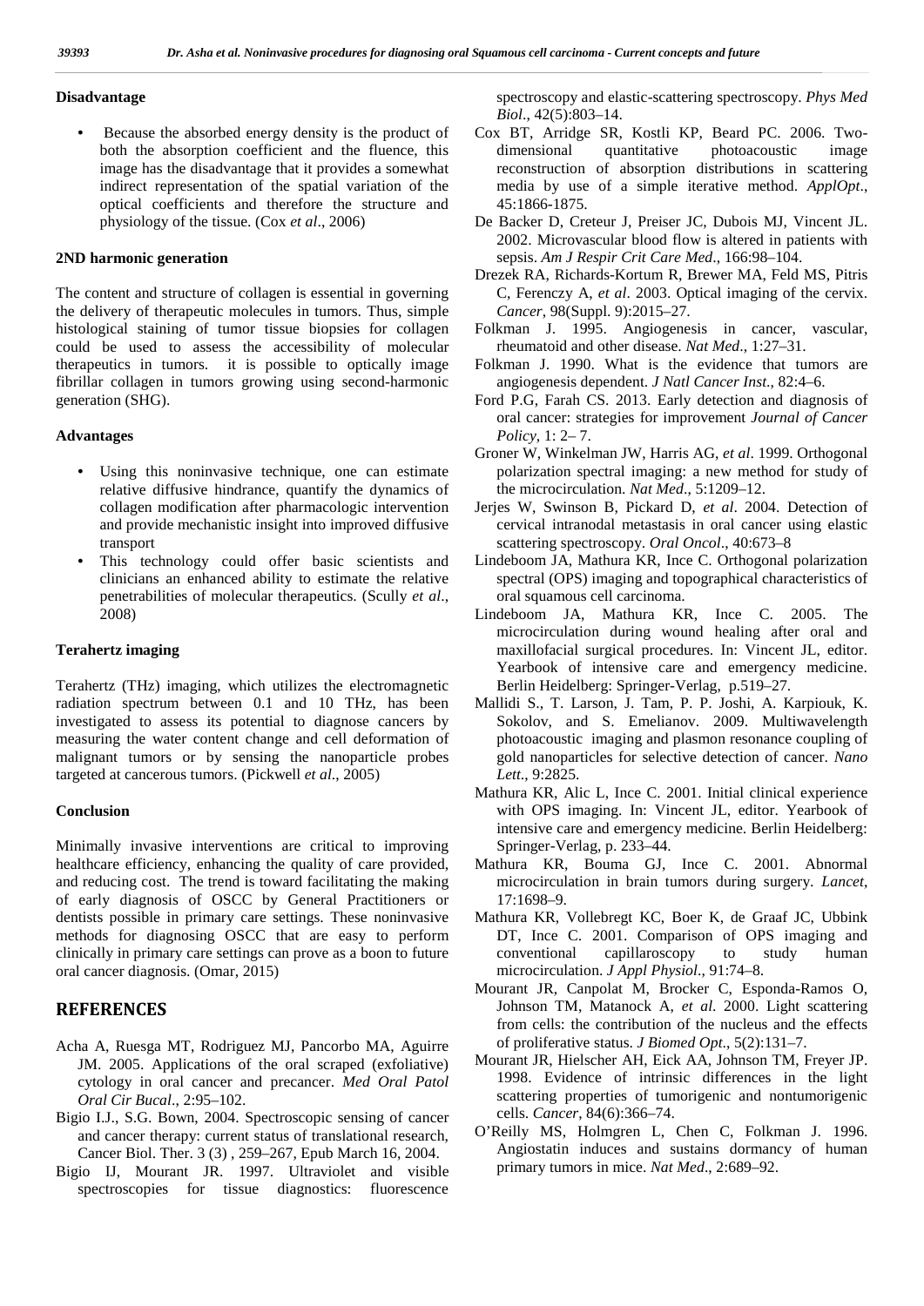### Disadvantage

- Because the absorbed energy density is the product of both the absorption coefficient and the fluence, this image has the disadvantage that it provides a somewhat indirect representation of the spatial variation of the optical coefficients and therefore the structure and physiology of the tissue. (Cox *et al*., 2006)

### 2ND harmonic generation

The content and structure of collagen is essential in governing the delivery of therapeutic molecules in tumors. Thus, simple histological staining of tumor tissue biopsies for collagen could be used to assess the accessibility of molecular therapeutics in tumors. it is possible to optically image fibrillar collagen in tumors growing using second-harmonic generation (SHG).

### Advantages

- Using this noninvasive technique, one can estimate relative diffusive hindrance, quantify the dynamics of collagen modification after pharmacologic intervention and provide mechanistic insight into improved diffusive transport
- This technology could offer basic scientists and clinicians an enhanced ability to estimate the relative penetrabilities of molecular therapeutics. (Scully *et al*., 2008)

### Terahertz imaging

Terahertz (THz) imaging, which utilizes the electromagnetic radiation spectrum between 0.1 and 10 THz, has been investigated to assess its potential to diagnose cancers by measuring the water content change and cell deformation of malignant tumors or by sensing the nanoparticle probes targeted at cancerous tumors. (Pickwell *et al*., 2005)

### Conclusion

Minimally invasive interventions are critical to improving healthcare efficiency, enhancing the quality of care provided, and reducing cost. The trend is toward facilitating the making of early diagnosis of OSCC by General Practitioners or dentists possible in primary care settings. These noninvasive methods for diagnosing OSCC that are easy to perform clinically in primary care settings can prove as a boon to future oral cancer diagnosis. (Omar, 2015)

## REFERENCES

Acha A, Ruesga MT, Rodriguez MJ, Pancorbo MA, Aguirre JM. 2005. Applications of the oral scraped (exfoliative) cytology in oral cancer and precancer. *Med Oral Patol Oral Cir Bucal*., 2:95–102.

Bigio I.J., S.G. Bown, 2004. Spectroscopic sensing of cancer and cancer therapy: current status of translational research, Cancer Biol. Ther. 3 (3) , 259–267, Epub March 16, 2004.

Bigio IJ, Mourant JR. 1997. Ultraviolet and visible spectroscopies for tissue diagnostics: fluorescence spectroscopy and elastic-scattering spectroscopy. *Phys Med Biol*., 42(5):803–14.

Cox BT, Arridge SR, Kostli KP, Beard PC. 2006. Two-dimensional quantitative photoacoustic image reconstruction of absorption distributions in scattering media by use of a simple iterative method. *ApplOpt*., 45:1866-1875.

De Backer D, Creteur J, Preiser JC, Dubois MJ, Vincent JL. 2002. Microvascular blood flow is altered in patients with sepsis. *Am J Respir Crit Care Med*., 166:98–104.

Drezek RA, Richards-Kortum R, Brewer MA, Feld MS, Pitris C, Ferenczy A, *et al*. 2003. Optical imaging of the cervix. *Cancer*, 98(Suppl. 9):2015–27.

Folkman J. 1995. Angiogenesis in cancer, vascular, rheumatoid and other disease. *Nat Med*., 1:27–31.

Folkman J. 1990. What is the evidence that tumors are angiogenesis dependent. *J Natl Cancer Inst*., 82:4–6.

Ford P.G, Farah CS. 2013. Early detection and diagnosis of oral cancer: strategies for improvement *Journal of Cancer Policy*, 1: 2– 7.

Groner W, Winkelman JW, Harris AG, *et al*. 1999. Orthogonal polarization spectral imaging: a new method for study of the microcirculation. *Nat Med*., 5:1209–12.

Jerjes W, Swinson B, Pickard D, *et al*. 2004. Detection of cervical intranodal metastasis in oral cancer using elastic scattering spectroscopy. *Oral Oncol*., 40:673–8

Lindeboom JA, Mathura KR, Ince C. Orthogonal polarization spectral (OPS) imaging and topographical characteristics of oral squamous cell carcinoma.

Lindeboom JA, Mathura KR, Ince C. 2005. The microcirculation during wound healing after oral and maxillofacial surgical procedures. In: Vincent JL, editor. Yearbook of intensive care and emergency medicine. Berlin Heidelberg: Springer-Verlag, p.519–27.

Mallidi S., T. Larson, J. Tam, P. P. Joshi, A. Karpiouk, K. Sokolov, and S. Emelianov. 2009. Multiwavelength photoacoustic imaging and plasmon resonance coupling of gold nanoparticles for selective detection of cancer. *Nano Lett*., 9:2825.

Mathura KR, Alic L, Ince C. 2001. Initial clinical experience with OPS imaging. In: Vincent JL, editor. Yearbook of intensive care and emergency medicine. Berlin Heidelberg: Springer-Verlag, p. 233–44.

Mathura KR, Bouma GJ, Ince C. 2001. Abnormal microcirculation in brain tumors during surgery. *Lancet*, 17:1698–9.

Mathura KR, Vollebregt KC, Boer K, de Graaf JC, Ubbink DT, Ince C. 2001. Comparison of OPS imaging and conventional capillaroscopy to study human microcirculation. *J Appl Physiol*., 91:74–8.

Mourant JR, Canpolat M, Brocker C, Esponda-Ramos O, Johnson TM, Matanock A, *et al*. 2000. Light scattering from cells: the contribution of the nucleus and the effects of proliferative status. *J Biomed Opt*., 5(2):131–7.

Mourant JR, Hielscher AH, Eick AA, Johnson TM, Freyer JP. 1998. Evidence of intrinsic differences in the light scattering properties of tumorigenic and nontumorigenic cells. *Cancer*, 84(6):366–74.

O'Reilly MS, Holmgren L, Chen C, Folkman J. 1996. Angiostatin induces and sustains dormancy of human primary tumors in mice. *Nat Med*., 2:689–92.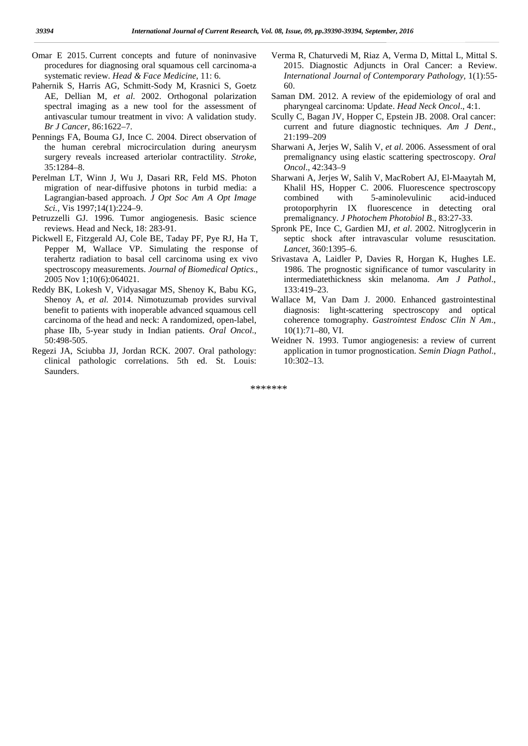Omar E 2015. Current concepts and future of noninvasive procedures for diagnosing oral squamous cell carcinoma-a systematic review. *Head & Face Medicine*, 11: 6.

Pahernik S, Harris AG, Schmitt-Sody M, Krasnici S, Goetz AE, Dellian M, *et al.* 2002. Orthogonal polarization spectral imaging as a new tool for the assessment of antivascular tumour treatment in vivo: A validation study. *Br J Cancer*, 86:1622–7.

Pennings FA, Bouma GJ, Ince C. 2004. Direct observation of the human cerebral microcirculation during aneurysm surgery reveals increased arteriolar contractility. *Stroke*, 35:1284–8.

Perelman LT, Winn J, Wu J, Dasari RR, Feld MS. Photon migration of near-diffusive photons in turbid media: a Lagrangian-based approach. *J Opt Soc Am A Opt Image Sci.,* Vis 1997;14(1):224–9.

Petruzzelli GJ. 1996. Tumor angiogenesis. Basic science reviews. Head and Neck, 18: 283-91.

Pickwell E, Fitzgerald AJ, Cole BE, Taday PF, Pye RJ, Ha T, Pepper M, Wallace VP. Simulating the response of terahertz radiation to basal cell carcinoma using ex vivo spectroscopy measurements. *Journal of Biomedical Optics.*, 2005 Nov 1;10(6):064021.

Reddy BK, Lokesh V, Vidyasagar MS, Shenoy K, Babu KG, Shenoy A, *et al.* 2014. Nimotuzumab provides survival benefit to patients with inoperable advanced squamous cell carcinoma of the head and neck: A randomized, open-label, phase IIb, 5-year study in Indian patients. *Oral Oncol.*, 50:498-505.

Regezi JA, Sciubba JJ, Jordan RCK. 2007. Oral pathology: clinical pathologic correlations. 5th ed. St. Louis: Saunders.

Verma R, Chaturvedi M, Riaz A, Verma D, Mittal L, Mittal S. 2015. Diagnostic Adjuncts in Oral Cancer: a Review. *International Journal of Contemporary Pathology,* 1(1):55-60.

Saman DM. 2012. A review of the epidemiology of oral and pharyngeal carcinoma: Update. *Head Neck Oncol*., 4:1.

Scully C, Bagan JV, Hopper C, Epstein JB. 2008. Oral cancer: current and future diagnostic techniques. *Am J Dent*., 21:199–209

Sharwani A, Jerjes W, Salih V, *et al*. 2006. Assessment of oral premalignancy using elastic scattering spectroscopy. *Oral Oncol*., 42:343–9

Sharwani A, Jerjes W, Salih V, MacRobert AJ, El-Maaytah M, Khalil HS, Hopper C. 2006. Fluorescence spectroscopy combined with 5-aminolevulinic acid-induced protoporphyrin IX fluorescence in detecting oral premalignancy. *J Photochem Photobiol B*., 83:27-33.

Spronk PE, Ince C, Gardien MJ, *et al*. 2002. Nitroglycerin in septic shock after intravascular volume resuscitation. *Lancet*, 360:1395–6.

Srivastava A, Laidler P, Davies R, Horgan K, Hughes LE. 1986. The prognostic significance of tumor vascularity in intermediatethickness skin melanoma. *Am J Pathol*., 133:419–23.

Wallace M, Van Dam J. 2000. Enhanced gastrointestinal diagnosis: light-scattering spectroscopy and optical coherence tomography. *Gastrointest Endosc Clin N Am*., 10(1):71–80, VI.

Weidner N. 1993. Tumor angiogenesis: a review of current application in tumor prognostication. *Semin Diagn Pathol*., 10:302–13.

*******